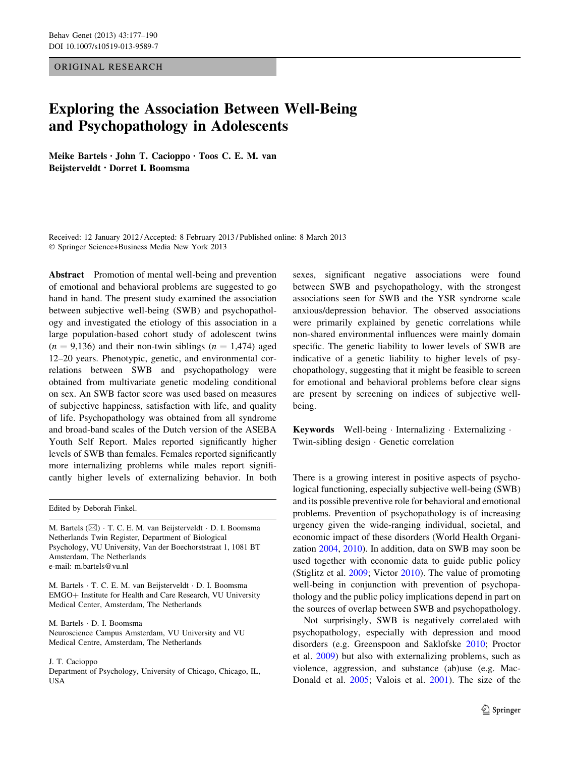ORIGINAL RESEARCH

# Exploring the Association Between Well-Being and Psychopathology in Adolescents

**Meike Bartels · John T. Cacioppo · Toos C. E. M. van Beijsterveldt · Dorret I. Boomsma**

Received: 12 January 2012 / Accepted: 8 February 2013 / Published online: 8 March 2013
© Springer Science+Business Media New York 2013

**Abstract** Promotion of mental well-being and prevention of emotional and behavioral problems are suggested to go hand in hand. The present study examined the association between subjective well-being (SWB) and psychopathology and investigated the etiology of this association in a large population-based cohort study of adolescent twins ($n = 9{,}136$) and their non-twin siblings ($n = 1{,}474$) aged 12–20 years. Phenotypic, genetic, and environmental correlations between SWB and psychopathology were obtained from multivariate genetic modeling conditional on sex. An SWB factor score was used based on measures of subjective happiness, satisfaction with life, and quality of life. Psychopathology was obtained from all syndrome and broad-band scales of the Dutch version of the ASEBA Youth Self Report. Males reported significantly higher levels of SWB than females. Females reported significantly more internalizing problems while males report significantly higher levels of externalizing behavior. In both sexes, significant negative associations were found between SWB and psychopathology, with the strongest associations seen for SWB and the YSR syndrome scale anxious/depression behavior. The observed associations were primarily explained by genetic correlations while non-shared environmental influences were mainly domain specific. The genetic liability to lower levels of SWB are indicative of a genetic liability to higher levels of psychopathology, suggesting that it might be feasible to screen for emotional and behavioral problems before clear signs are present by screening on indices of subjective well-being.

**Keywords** Well-being · Internalizing · Externalizing · Twin-sibling design · Genetic correlation

Edited by Deborah Finkel.

M. Bartels (✉) · T. C. E. M. van Beijsterveldt · D. I. Boomsma
Netherlands Twin Register, Department of Biological Psychology, VU University, Van der Boechorststraat 1, 1081 BT Amsterdam, The Netherlands
e-mail: m.bartels@vu.nl

M. Bartels · T. C. E. M. van Beijsterveldt · D. I. Boomsma
EMGO+ Institute for Health and Care Research, VU University Medical Center, Amsterdam, The Netherlands

M. Bartels · D. I. Boomsma
Neuroscience Campus Amsterdam, VU University and VU Medical Centre, Amsterdam, The Netherlands

J. T. Cacioppo
Department of Psychology, University of Chicago, Chicago, IL, USA

There is a growing interest in positive aspects of psychological functioning, especially subjective well-being (SWB) and its possible preventive role for behavioral and emotional problems. Prevention of psychopathology is of increasing urgency given the wide-ranging individual, societal, and economic impact of these disorders (World Health Organization 2004, 2010). In addition, data on SWB may soon be used together with economic data to guide public policy (Stiglitz et al. 2009; Victor 2010). The value of promoting well-being in conjunction with prevention of psychopathology and the public policy implications depend in part on the sources of overlap between SWB and psychopathology.

Not surprisingly, SWB is negatively correlated with psychopathology, especially with depression and mood disorders (e.g. Greenspoon and Saklofske 2010; Proctor et al. 2009) but also with externalizing problems, such as violence, aggression, and substance (ab)use (e.g. MacDonald et al. 2005; Valois et al. 2001). The size of the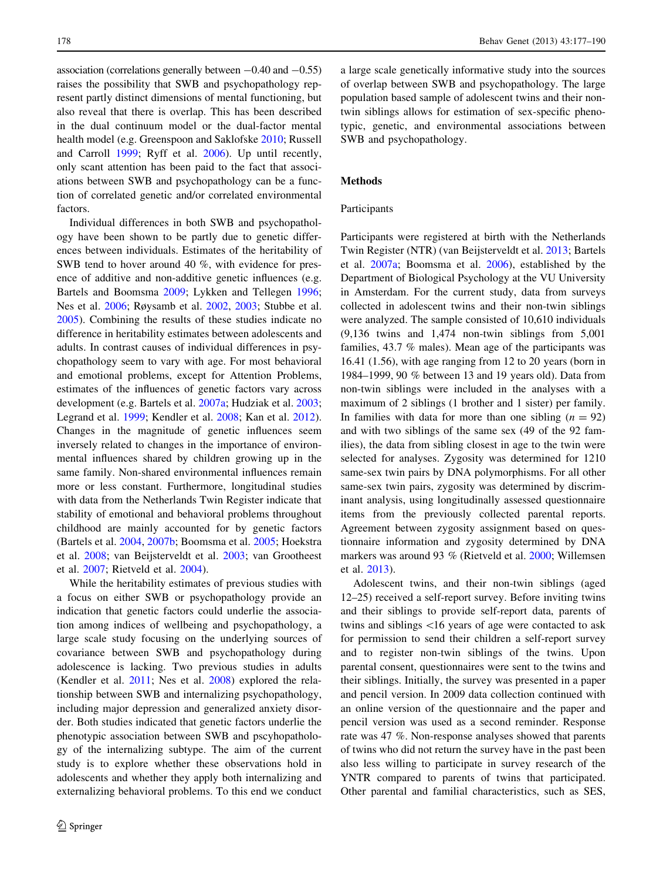association (correlations generally between −0.40 and −0.55) raises the possibility that SWB and psychopathology represent partly distinct dimensions of mental functioning, but also reveal that there is overlap. This has been described in the dual continuum model or the dual-factor mental health model (e.g. Greenspoon and Saklofske 2010; Russell and Carroll 1999; Ryff et al. 2006). Up until recently, only scant attention has been paid to the fact that associations between SWB and psychopathology can be a function of correlated genetic and/or correlated environmental factors.

Individual differences in both SWB and psychopathology have been shown to be partly due to genetic differences between individuals. Estimates of the heritability of SWB tend to hover around 40 %, with evidence for presence of additive and non-additive genetic influences (e.g. Bartels and Boomsma 2009; Lykken and Tellegen 1996; Nes et al. 2006; Røysamb et al. 2002, 2003; Stubbe et al. 2005). Combining the results of these studies indicate no difference in heritability estimates between adolescents and adults. In contrast causes of individual differences in psychopathology seem to vary with age. For most behavioral and emotional problems, except for Attention Problems, estimates of the influences of genetic factors vary across development (e.g. Bartels et al. 2007a; Hudziak et al. 2003; Legrand et al. 1999; Kendler et al. 2008; Kan et al. 2012). Changes in the magnitude of genetic influences seem inversely related to changes in the importance of environmental influences shared by children growing up in the same family. Non-shared environmental influences remain more or less constant. Furthermore, longitudinal studies with data from the Netherlands Twin Register indicate that stability of emotional and behavioral problems throughout childhood are mainly accounted for by genetic factors (Bartels et al. 2004, 2007b; Boomsma et al. 2005; Hoekstra et al. 2008; van Beijsterveldt et al. 2003; van Grootheest et al. 2007; Rietveld et al. 2004).

While the heritability estimates of previous studies with a focus on either SWB or psychopathology provide an indication that genetic factors could underlie the association among indices of wellbeing and psychopathology, a large scale study focusing on the underlying sources of covariance between SWB and psychopathology during adolescence is lacking. Two previous studies in adults (Kendler et al. 2011; Nes et al. 2008) explored the relationship between SWB and internalizing psychopathology, including major depression and generalized anxiety disorder. Both studies indicated that genetic factors underlie the phenotypic association between SWB and pscyhopathology of the internalizing subtype. The aim of the current study is to explore whether these observations hold in adolescents and whether they apply both internalizing and externalizing behavioral problems. To this end we conduct a large scale genetically informative study into the sources of overlap between SWB and psychopathology. The large population based sample of adolescent twins and their non-twin siblings allows for estimation of sex-specific phenotypic, genetic, and environmental associations between SWB and psychopathology.

## Methods

### Participants

Participants were registered at birth with the Netherlands Twin Register (NTR) (van Beijsterveldt et al. 2013; Bartels et al. 2007a; Boomsma et al. 2006), established by the Department of Biological Psychology at the VU University in Amsterdam. For the current study, data from surveys collected in adolescent twins and their non-twin siblings were analyzed. The sample consisted of 10,610 individuals (9,136 twins and 1,474 non-twin siblings from 5,001 families, 43.7 % males). Mean age of the participants was 16.41 (1.56), with age ranging from 12 to 20 years (born in 1984–1999, 90 % between 13 and 19 years old). Data from non-twin siblings were included in the analyses with a maximum of 2 siblings (1 brother and 1 sister) per family. In families with data for more than one sibling ($n = 92$) and with two siblings of the same sex (49 of the 92 families), the data from sibling closest in age to the twin were selected for analyses. Zygosity was determined for 1210 same-sex twin pairs by DNA polymorphisms. For all other same-sex twin pairs, zygosity was determined by discriminant analysis, using longitudinally assessed questionnaire items from the previously collected parental reports. Agreement between zygosity assignment based on questionnaire information and zygosity determined by DNA markers was around 93 % (Rietveld et al. 2000; Willemsen et al. 2013).

Adolescent twins, and their non-twin siblings (aged 12–25) received a self-report survey. Before inviting twins and their siblings to provide self-report data, parents of twins and siblings <16 years of age were contacted to ask for permission to send their children a self-report survey and to register non-twin siblings of the twins. Upon parental consent, questionnaires were sent to the twins and their siblings. Initially, the survey was presented in a paper and pencil version. In 2009 data collection continued with an online version of the questionnaire and the paper and pencil version was used as a second reminder. Response rate was 47 %. Non-response analyses showed that parents of twins who did not return the survey have in the past been also less willing to participate in survey research of the YNTR compared to parents of twins that participated. Other parental and familial characteristics, such as SES,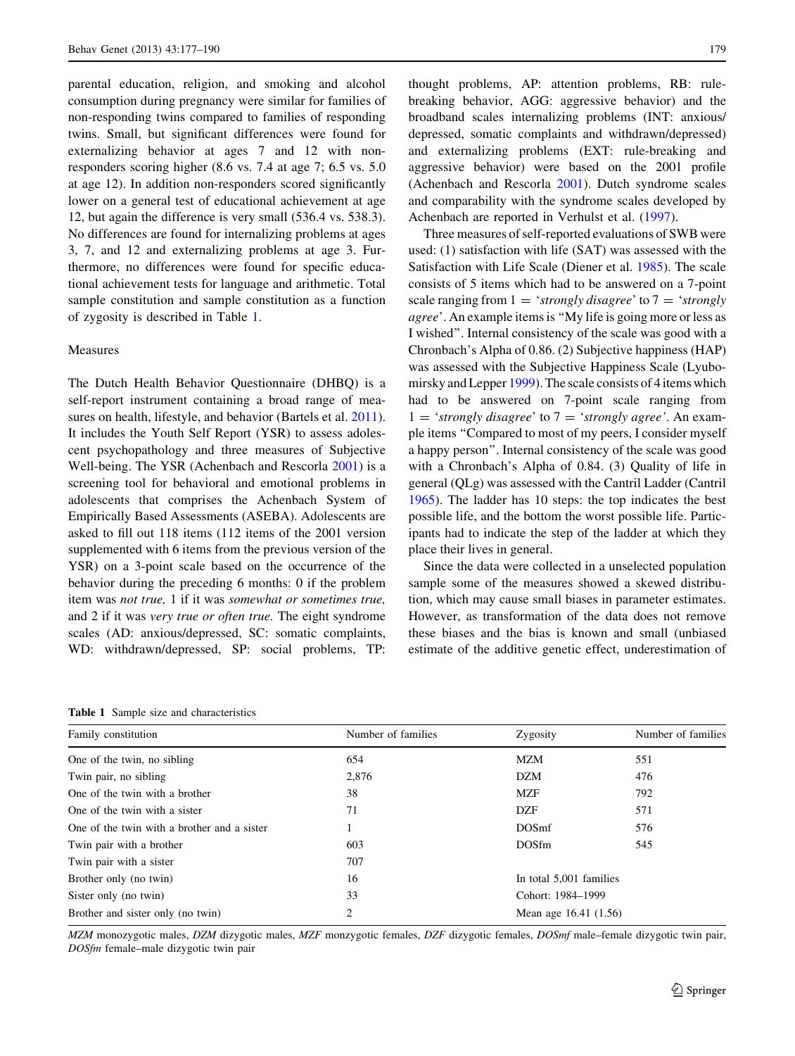parental education, religion, and smoking and alcohol consumption during pregnancy were similar for families of non-responding twins compared to families of responding twins. Small, but significant differences were found for externalizing behavior at ages 7 and 12 with non-responders scoring higher (8.6 vs. 7.4 at age 7; 6.5 vs. 5.0 at age 12). In addition non-responders scored significantly lower on a general test of educational achievement at age 12, but again the difference is very small (536.4 vs. 538.3). No differences are found for internalizing problems at ages 3, 7, and 12 and externalizing problems at age 3. Furthermore, no differences were found for specific educational achievement tests for language and arithmetic. Total sample constitution and sample constitution as a function of zygosity is described in Table 1.

## Measures

The Dutch Health Behavior Questionnaire (DHBQ) is a self-report instrument containing a broad range of measures on health, lifestyle, and behavior (Bartels et al. 2011). It includes the Youth Self Report (YSR) to assess adolescent psychopathology and three measures of Subjective Well-being. The YSR (Achenbach and Rescorla 2001) is a screening tool for behavioral and emotional problems in adolescents that comprises the Achenbach System of Empirically Based Assessments (ASEBA). Adolescents are asked to fill out 118 items (112 items of the 2001 version supplemented with 6 items from the previous version of the YSR) on a 3-point scale based on the occurrence of the behavior during the preceding 6 months: 0 if the problem item was *not true,* 1 if it was *somewhat or sometimes true,* and 2 if it was *very true or often true.* The eight syndrome scales (AD: anxious/depressed, SC: somatic complaints, WD: withdrawn/depressed, SP: social problems, TP: thought problems, AP: attention problems, RB: rule-breaking behavior, AGG: aggressive behavior) and the broadband scales internalizing problems (INT: anxious/depressed, somatic complaints and withdrawn/depressed) and externalizing problems (EXT: rule-breaking and aggressive behavior) were based on the 2001 profile (Achenbach and Rescorla 2001). Dutch syndrome scales and comparability with the syndrome scales developed by Achenbach are reported in Verhulst et al. (1997).

Three measures of self-reported evaluations of SWB were used: (1) satisfaction with life (SAT) was assessed with the Satisfaction with Life Scale (Diener et al. 1985). The scale consists of 5 items which had to be answered on a 7-point scale ranging from 1 = '*strongly disagree*' to 7 = '*strongly agree*'. An example items is "My life is going more or less as I wished". Internal consistency of the scale was good with a Chronbach's Alpha of 0.86. (2) Subjective happiness (HAP) was assessed with the Subjective Happiness Scale (Lyubomirsky and Lepper 1999). The scale consists of 4 items which had to be answered on 7-point scale ranging from 1 = '*strongly disagree*' to 7 = '*strongly agree*'. An example items "Compared to most of my peers, I consider myself a happy person". Internal consistency of the scale was good with a Chronbach's Alpha of 0.84. (3) Quality of life in general (QLg) was assessed with the Cantril Ladder (Cantril 1965). The ladder has 10 steps: the top indicates the best possible life, and the bottom the worst possible life. Participants had to indicate the step of the ladder at which they place their lives in general.

Since the data were collected in a unselected population sample some of the measures showed a skewed distribution, which may cause small biases in parameter estimates. However, as transformation of the data does not remove these biases and the bias is known and small (unbiased estimate of the additive genetic effect, underestimation of

**Table 1** Sample size and characteristics

| Family constitution | Number of families | Zygosity | Number of families |
|---|---|---|---|
| One of the twin, no sibling | 654 | MZM | 551 |
| Twin pair, no sibling | 2,876 | DZM | 476 |
| One of the twin with a brother | 38 | MZF | 792 |
| One of the twin with a sister | 71 | DZF | 571 |
| One of the twin with a brother and a sister | 1 | DOSmf | 576 |
| Twin pair with a brother | 603 | DOSfm | 545 |
| Twin pair with a sister | 707 | | |
| Brother only (no twin) | 16 | In total 5,001 families | |
| Sister only (no twin) | 33 | Cohort: 1984–1999 | |
| Brother and sister only (no twin) | 2 | Mean age 16.41 (1.56) | |

*MZM* monozygotic males, *DZM* dizygotic males, *MZF* monzygotic females, *DZF* dizygotic females, *DOSmf* male–female dizygotic twin pair, *DOSfm* female–male dizygotic twin pair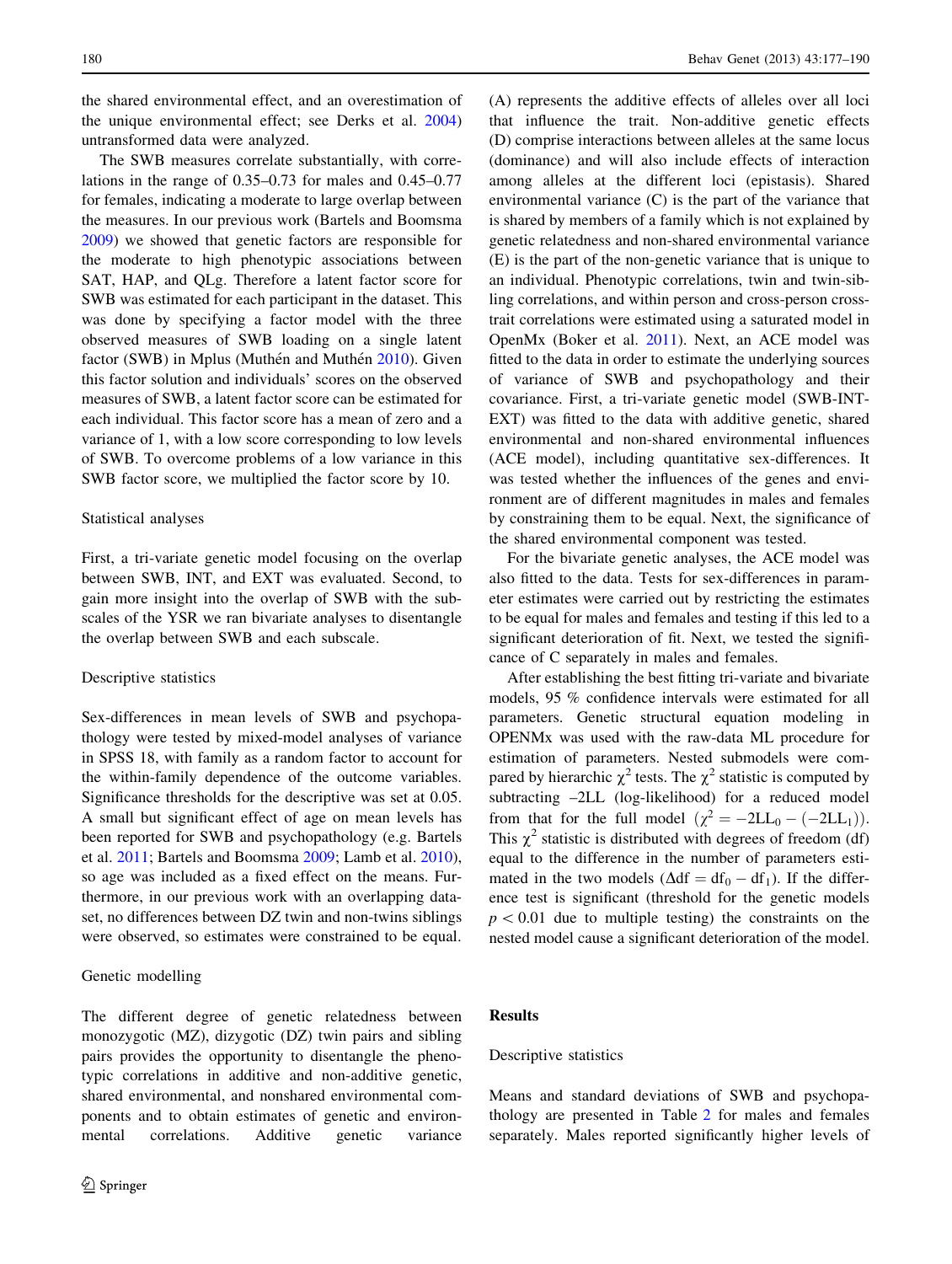the shared environmental effect, and an overestimation of the unique environmental effect; see Derks et al. 2004) untransformed data were analyzed.

The SWB measures correlate substantially, with correlations in the range of 0.35–0.73 for males and 0.45–0.77 for females, indicating a moderate to large overlap between the measures. In our previous work (Bartels and Boomsma 2009) we showed that genetic factors are responsible for the moderate to high phenotypic associations between SAT, HAP, and QLg. Therefore a latent factor score for SWB was estimated for each participant in the dataset. This was done by specifying a factor model with the three observed measures of SWB loading on a single latent factor (SWB) in Mplus (Muthén and Muthén 2010). Given this factor solution and individuals' scores on the observed measures of SWB, a latent factor score can be estimated for each individual. This factor score has a mean of zero and a variance of 1, with a low score corresponding to low levels of SWB. To overcome problems of a low variance in this SWB factor score, we multiplied the factor score by 10.

### Statistical analyses

First, a tri-variate genetic model focusing on the overlap between SWB, INT, and EXT was evaluated. Second, to gain more insight into the overlap of SWB with the subscales of the YSR we ran bivariate analyses to disentangle the overlap between SWB and each subscale.

### Descriptive statistics

Sex-differences in mean levels of SWB and psychopathology were tested by mixed-model analyses of variance in SPSS 18, with family as a random factor to account for the within-family dependence of the outcome variables. Significance thresholds for the descriptive was set at 0.05. A small but significant effect of age on mean levels has been reported for SWB and psychopathology (e.g. Bartels et al. 2011; Bartels and Boomsma 2009; Lamb et al. 2010), so age was included as a fixed effect on the means. Furthermore, in our previous work with an overlapping dataset, no differences between DZ twin and non-twins siblings were observed, so estimates were constrained to be equal.

### Genetic modelling

The different degree of genetic relatedness between monozygotic (MZ), dizygotic (DZ) twin pairs and sibling pairs provides the opportunity to disentangle the phenotypic correlations in additive and non-additive genetic, shared environmental, and nonshared environmental components and to obtain estimates of genetic and environmental correlations. Additive genetic variance (A) represents the additive effects of alleles over all loci that influence the trait. Non-additive genetic effects (D) comprise interactions between alleles at the same locus (dominance) and will also include effects of interaction among alleles at the different loci (epistasis). Shared environmental variance (C) is the part of the variance that is shared by members of a family which is not explained by genetic relatedness and non-shared environmental variance (E) is the part of the non-genetic variance that is unique to an individual. Phenotypic correlations, twin and twin-sibling correlations, and within person and cross-person cross-trait correlations were estimated using a saturated model in OpenMx (Boker et al. 2011). Next, an ACE model was fitted to the data in order to estimate the underlying sources of variance of SWB and psychopathology and their covariance. First, a tri-variate genetic model (SWB-INT-EXT) was fitted to the data with additive genetic, shared environmental and non-shared environmental influences (ACE model), including quantitative sex-differences. It was tested whether the influences of the genes and environment are of different magnitudes in males and females by constraining them to be equal. Next, the significance of the shared environmental component was tested.

For the bivariate genetic analyses, the ACE model was also fitted to the data. Tests for sex-differences in parameter estimates were carried out by restricting the estimates to be equal for males and females and testing if this led to a significant deterioration of fit. Next, we tested the significance of C separately in males and females.

After establishing the best fitting tri-variate and bivariate models, 95 % confidence intervals were estimated for all parameters. Genetic structural equation modeling in OPENMx was used with the raw-data ML procedure for estimation of parameters. Nested submodels were compared by hierarchic $\chi^2$ tests. The $\chi^2$ statistic is computed by subtracting –2LL (log-likelihood) for a reduced model from that for the full model ($\chi^2 = -2\text{LL}_0 - (-2\text{LL}_1)$). This $\chi^2$ statistic is distributed with degrees of freedom (df) equal to the difference in the number of parameters estimated in the two models ($\Delta\text{df} = \text{df}_0 - \text{df}_1$). If the difference test is significant (threshold for the genetic models $p < 0.01$ due to multiple testing) the constraints on the nested model cause a significant deterioration of the model.

## Results

### Descriptive statistics

Means and standard deviations of SWB and psychopathology are presented in Table 2 for males and females separately. Males reported significantly higher levels of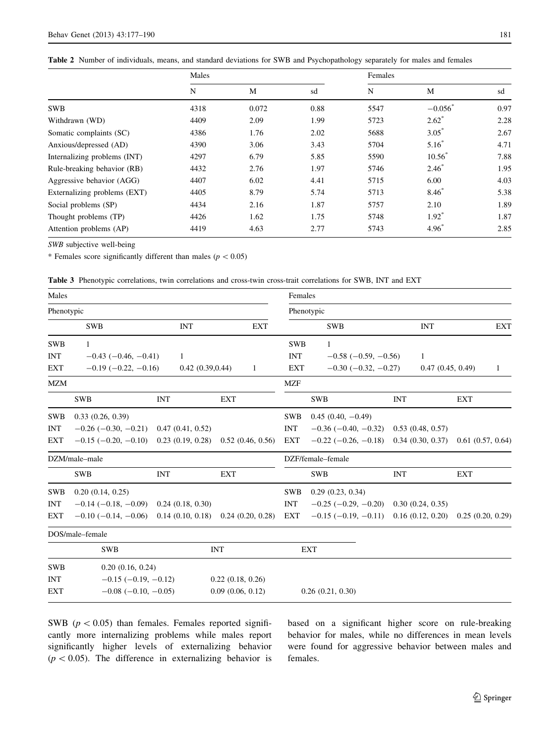**Table 2** Number of individuals, means, and standard deviations for SWB and Psychopathology separately for males and females

| | Males | | | Females | | |
|---|---|---|---|---|---|---|
| | N | M | sd | N | M | sd |
| SWB | 4318 | 0.072 | 0.88 | 5547 | −0.056* | 0.97 |
| Withdrawn (WD) | 4409 | 2.09 | 1.99 | 5723 | 2.62* | 2.28 |
| Somatic complaints (SC) | 4386 | 1.76 | 2.02 | 5688 | 3.05* | 2.67 |
| Anxious/depressed (AD) | 4390 | 3.06 | 3.43 | 5704 | 5.16* | 4.71 |
| Internalizing problems (INT) | 4297 | 6.79 | 5.85 | 5590 | 10.56* | 7.88 |
| Rule-breaking behavior (RB) | 4432 | 2.76 | 1.97 | 5746 | 2.46* | 1.95 |
| Aggressive behavior (AGG) | 4407 | 6.02 | 4.41 | 5715 | 6.00 | 4.03 |
| Externalizing problems (EXT) | 4405 | 8.79 | 5.74 | 5713 | 8.46* | 5.38 |
| Social problems (SP) | 4434 | 2.16 | 1.87 | 5757 | 2.10 | 1.89 |
| Thought problems (TP) | 4426 | 1.62 | 1.75 | 5748 | 1.92* | 1.87 |
| Attention problems (AP) | 4419 | 4.63 | 2.77 | 5743 | 4.96* | 2.85 |

*SWB* subjective well-being

\* Females score significantly different than males ($p < 0.05$)

**Table 3** Phenotypic correlations, twin correlations and cross-twin cross-trait correlations for SWB, INT and EXT

| Males | | | | Females | | | |
|---|---|---|---|---|---|---|---|
| **Phenotypic** | | | | **Phenotypic** | | | |
| | SWB | INT | EXT | | SWB | INT | EXT |
| SWB | 1 | | | SWB | 1 | | |
| INT | −0.43 (−0.46, −0.41) | 1 | | INT | −0.58 (−0.59, −0.56) | 1 | |
| EXT | −0.19 (−0.22, −0.16) | 0.42 (0.39,0.44) | 1 | EXT | −0.30 (−0.32, −0.27) | 0.47 (0.45, 0.49) | 1 |
| **MZM** | | | | **MZF** | | | |
| | SWB | INT | EXT | | SWB | INT | EXT |
| SWB | 0.33 (0.26, 0.39) | | | SWB | 0.45 (0.40, −0.49) | | |
| INT | −0.26 (−0.30, −0.21) | 0.47 (0.41, 0.52) | | INT | −0.36 (−0.40, −0.32) | 0.53 (0.48, 0.57) | |
| EXT | −0.15 (−0.20, −0.10) | 0.23 (0.19, 0.28) | 0.52 (0.46, 0.56) | EXT | −0.22 (−0.26, −0.18) | 0.34 (0.30, 0.37) | 0.61 (0.57, 0.64) |
| **DZM/male–male** | | | | **DZF/female–female** | | | |
| | SWB | INT | EXT | | SWB | INT | EXT |
| SWB | 0.20 (0.14, 0.25) | | | SWB | 0.29 (0.23, 0.34) | | |
| INT | −0.14 (−0.18, −0.09) | 0.24 (0.18, 0.30) | | INT | −0.25 (−0.29, −0.20) | 0.30 (0.24, 0.35) | |
| EXT | −0.10 (−0.14, −0.06) | 0.14 (0.10, 0.18) | 0.24 (0.20, 0.28) | EXT | −0.15 (−0.19, −0.11) | 0.16 (0.12, 0.20) | 0.25 (0.20, 0.29) |
| **DOS/male–female** | | | | | | | |
| | SWB | INT | EXT | | | | |
| SWB | 0.20 (0.16, 0.24) | | | | | | |
| INT | −0.15 (−0.19, −0.12) | 0.22 (0.18, 0.26) | | | | | |
| EXT | −0.08 (−0.10, −0.05) | 0.09 (0.06, 0.12) | 0.26 (0.21, 0.30) | | | | |

SWB ($p < 0.05$) than females. Females reported significantly more internalizing problems while males report significantly higher levels of externalizing behavior ($p < 0.05$). The difference in externalizing behavior is based on a significant higher score on rule-breaking behavior for males, while no differences in mean levels were found for aggressive behavior between males and females.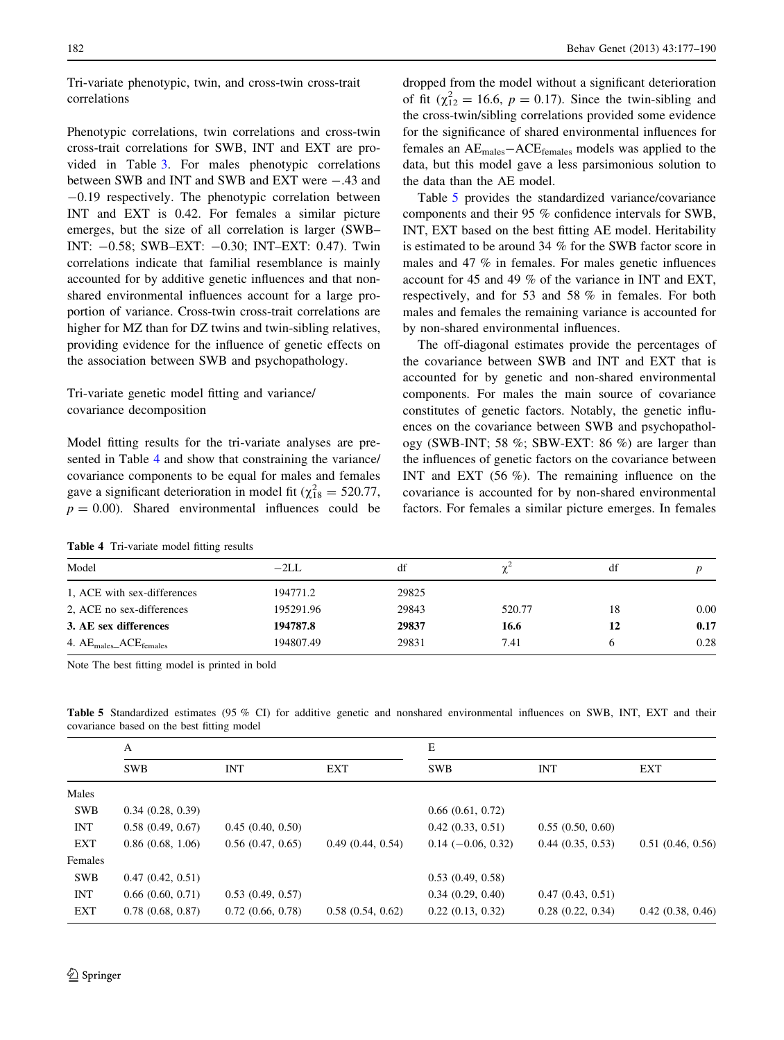### Tri-variate phenotypic, twin, and cross-twin cross-trait correlations

Phenotypic correlations, twin correlations and cross-twin cross-trait correlations for SWB, INT and EXT are provided in Table 3. For males phenotypic correlations between SWB and INT and SWB and EXT were −.43 and −0.19 respectively. The phenotypic correlation between INT and EXT is 0.42. For females a similar picture emerges, but the size of all correlation is larger (SWB–INT: −0.58; SWB–EXT: −0.30; INT–EXT: 0.47). Twin correlations indicate that familial resemblance is mainly accounted for by additive genetic influences and that non-shared environmental influences account for a large proportion of variance. Cross-twin cross-trait correlations are higher for MZ than for DZ twins and twin-sibling relatives, providing evidence for the influence of genetic effects on the association between SWB and psychopathology.

### Tri-variate genetic model fitting and variance/covariance decomposition

Model fitting results for the tri-variate analyses are presented in Table 4 and show that constraining the variance/covariance components to be equal for males and females gave a significant deterioration in model fit ($\chi^2_{18} = 520.77$, $p = 0.00$). Shared environmental influences could be dropped from the model without a significant deterioration of fit ($\chi^2_{12} = 16.6$, $p = 0.17$). Since the twin-sibling and the cross-twin/sibling correlations provided some evidence for the significance of shared environmental influences for females an $AE_{males}-ACE_{females}$ models was applied to the data, but this model gave a less parsimonious solution to the data than the AE model.

Table 5 provides the standardized variance/covariance components and their 95 % confidence intervals for SWB, INT, EXT based on the best fitting AE model. Heritability is estimated to be around 34 % for the SWB factor score in males and 47 % in females. For males genetic influences account for 45 and 49 % of the variance in INT and EXT, respectively, and for 53 and 58 % in females. For both males and females the remaining variance is accounted for by non-shared environmental influences.

The off-diagonal estimates provide the percentages of the covariance between SWB and INT and EXT that is accounted for by genetic and non-shared environmental components. For males the main source of covariance constitutes of genetic factors. Notably, the genetic influences on the covariance between SWB and psychopathology (SWB-INT; 58 %; SBW-EXT: 86 %) are larger than the influences of genetic factors on the covariance between INT and EXT (56 %). The remaining influence on the covariance is accounted for by non-shared environmental factors. For females a similar picture emerges. In females

**Table 4** Tri-variate model fitting results

| Model | −2LL | df | $\chi^2$ | df | $p$ |
|---|---|---|---|---|---|
| 1, ACE with sex-differences | 194771.2 | 29825 | | | |
| 2, ACE no sex-differences | 195291.96 | 29843 | 520.77 | 18 | 0.00 |
| **3. AE sex differences** | **194787.8** | **29837** | **16.6** | **12** | **0.17** |
| 4. $AE_{males}$_$ACE_{females}$ | 194807.49 | 29831 | 7.41 | 6 | 0.28 |

Note The best fitting model is printed in bold

**Table 5** Standardized estimates (95 % CI) for additive genetic and nonshared environmental influences on SWB, INT, EXT and their covariance based on the best fitting model

| | A | | | E | | |
|---|---|---|---|---|---|---|
| | SWB | INT | EXT | SWB | INT | EXT |
| Males | | | | | | |
| SWB | 0.34 (0.28, 0.39) | | | 0.66 (0.61, 0.72) | | |
| INT | 0.58 (0.49, 0.67) | 0.45 (0.40, 0.50) | | 0.42 (0.33, 0.51) | 0.55 (0.50, 0.60) | |
| EXT | 0.86 (0.68, 1.06) | 0.56 (0.47, 0.65) | 0.49 (0.44, 0.54) | 0.14 (−0.06, 0.32) | 0.44 (0.35, 0.53) | 0.51 (0.46, 0.56) |
| Females | | | | | | |
| SWB | 0.47 (0.42, 0.51) | | | 0.53 (0.49, 0.58) | | |
| INT | 0.66 (0.60, 0.71) | 0.53 (0.49, 0.57) | | 0.34 (0.29, 0.40) | 0.47 (0.43, 0.51) | |
| EXT | 0.78 (0.68, 0.87) | 0.72 (0.66, 0.78) | 0.58 (0.54, 0.62) | 0.22 (0.13, 0.32) | 0.28 (0.22, 0.34) | 0.42 (0.38, 0.46) |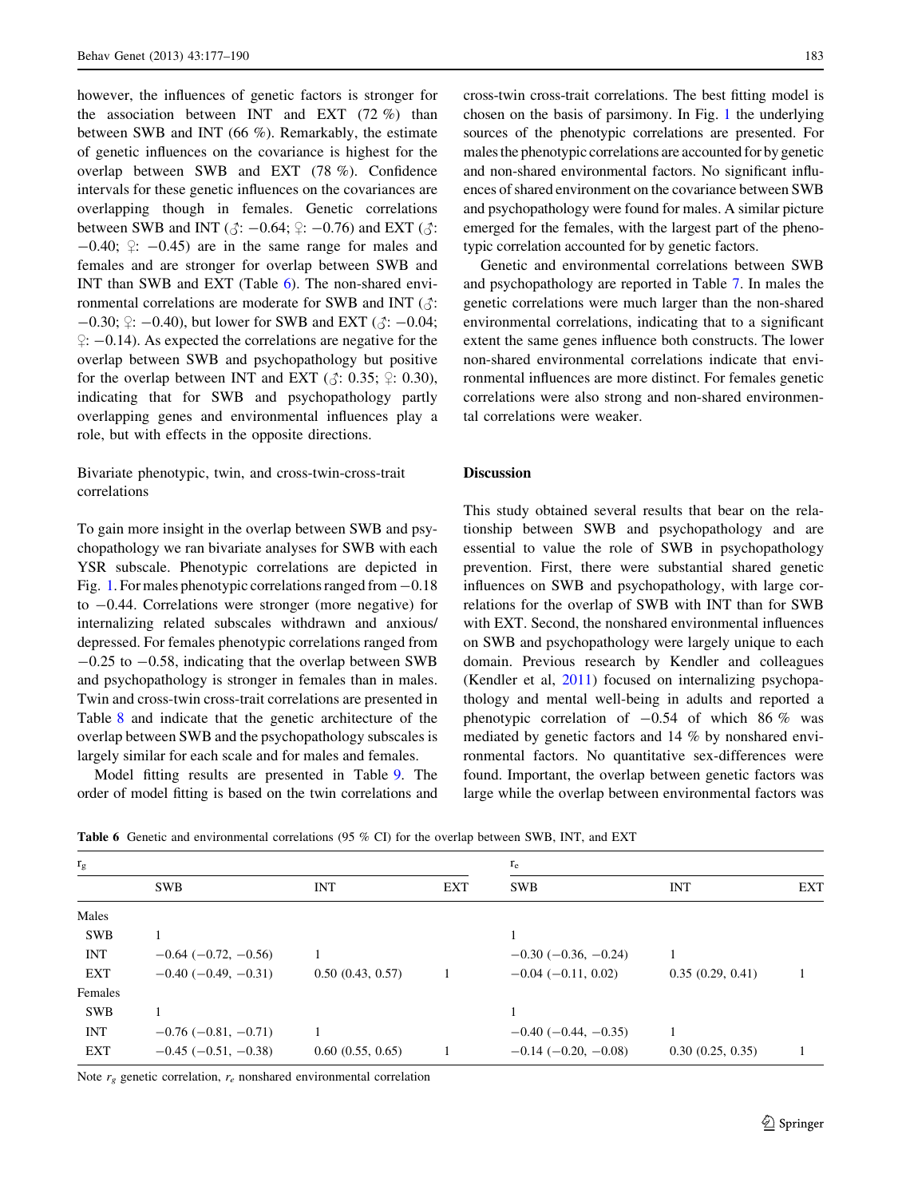however, the influences of genetic factors is stronger for the association between INT and EXT (72 %) than between SWB and INT (66 %). Remarkably, the estimate of genetic influences on the covariance is highest for the overlap between SWB and EXT (78 %). Confidence intervals for these genetic influences on the covariances are overlapping though in females. Genetic correlations between SWB and INT (♂: −0.64; ♀: −0.76) and EXT (♂: −0.40; ♀: −0.45) are in the same range for males and females and are stronger for overlap between SWB and INT than SWB and EXT (Table 6). The non-shared environmental correlations are moderate for SWB and INT (♂: −0.30; ♀: −0.40), but lower for SWB and EXT (♂: −0.04; ♀: −0.14). As expected the correlations are negative for the overlap between SWB and psychopathology but positive for the overlap between INT and EXT (♂: 0.35; ♀: 0.30), indicating that for SWB and psychopathology partly overlapping genes and environmental influences play a role, but with effects in the opposite directions.

### Bivariate phenotypic, twin, and cross-twin-cross-trait correlations

To gain more insight in the overlap between SWB and psychopathology we ran bivariate analyses for SWB with each YSR subscale. Phenotypic correlations are depicted in Fig. 1. For males phenotypic correlations ranged from −0.18 to −0.44. Correlations were stronger (more negative) for internalizing related subscales withdrawn and anxious/depressed. For females phenotypic correlations ranged from −0.25 to −0.58, indicating that the overlap between SWB and psychopathology is stronger in females than in males. Twin and cross-twin cross-trait correlations are presented in Table 8 and indicate that the genetic architecture of the overlap between SWB and the psychopathology subscales is largely similar for each scale and for males and females.

Model fitting results are presented in Table 9. The order of model fitting is based on the twin correlations and cross-twin cross-trait correlations. The best fitting model is chosen on the basis of parsimony. In Fig. 1 the underlying sources of the phenotypic correlations are presented. For males the phenotypic correlations are accounted for by genetic and non-shared environmental factors. No significant influences of shared environment on the covariance between SWB and psychopathology were found for males. A similar picture emerged for the females, with the largest part of the phenotypic correlation accounted for by genetic factors.

Genetic and environmental correlations between SWB and psychopathology are reported in Table 7. In males the genetic correlations were much larger than the non-shared environmental correlations, indicating that to a significant extent the same genes influence both constructs. The lower non-shared environmental correlations indicate that environmental influences are more distinct. For females genetic correlations were also strong and non-shared environmental correlations were weaker.

## Discussion

This study obtained several results that bear on the relationship between SWB and psychopathology and are essential to value the role of SWB in psychopathology prevention. First, there were substantial shared genetic influences on SWB and psychopathology, with large correlations for the overlap of SWB with INT than for SWB with EXT. Second, the nonshared environmental influences on SWB and psychopathology were largely unique to each domain. Previous research by Kendler and colleagues (Kendler et al, 2011) focused on internalizing psychopathology and mental well-being in adults and reported a phenotypic correlation of −0.54 of which 86 % was mediated by genetic factors and 14 % by nonshared environmental factors. No quantitative sex-differences were found. Important, the overlap between genetic factors was large while the overlap between environmental factors was

**Table 6** Genetic and environmental correlations (95 % CI) for the overlap between SWB, INT, and EXT

| $r_g$ | | | | $r_e$ | | |
|---|---|---|---|---|---|---|
| | SWB | INT | EXT | SWB | INT | EXT |
| Males | | | | | | |
| SWB | 1 | | | 1 | | |
| INT | −0.64 (−0.72, −0.56) | 1 | | −0.30 (−0.36, −0.24) | 1 | |
| EXT | −0.40 (−0.49, −0.31) | 0.50 (0.43, 0.57) | 1 | −0.04 (−0.11, 0.02) | 0.35 (0.29, 0.41) | 1 |
| Females | | | | | | |
| SWB | 1 | | | 1 | | |
| INT | −0.76 (−0.81, −0.71) | 1 | | −0.40 (−0.44, −0.35) | 1 | |
| EXT | −0.45 (−0.51, −0.38) | 0.60 (0.55, 0.65) | 1 | −0.14 (−0.20, −0.08) | 0.30 (0.25, 0.35) | 1 |

Note $r_g$ genetic correlation, $r_e$ nonshared environmental correlation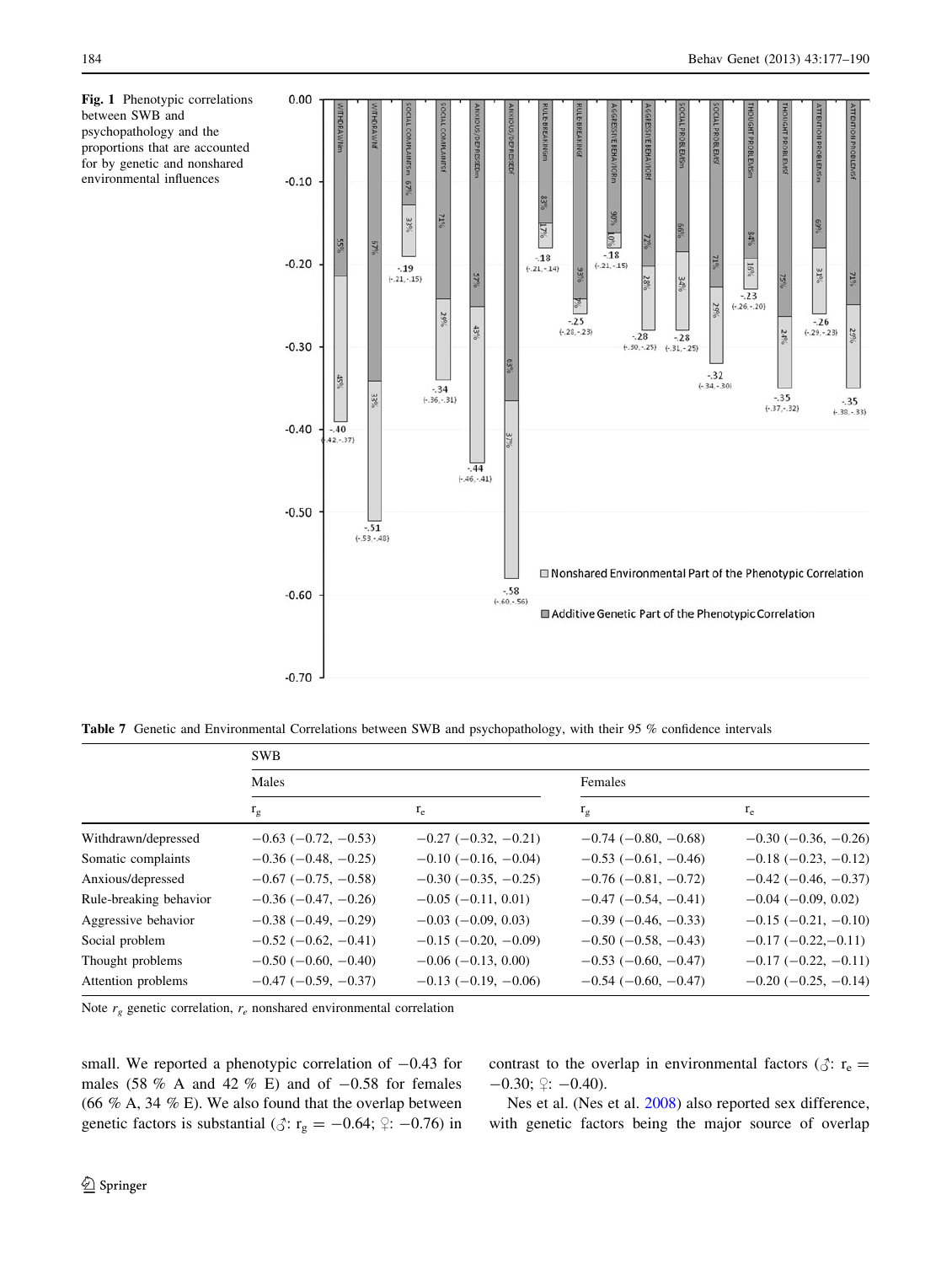**Fig. 1** Phenotypic correlations between SWB and psychopathology and the proportions that are accounted for by genetic and nonshared environmental influences

0.00
-0.10
-0.20
-0.30
-0.40
-0.50
-0.60
-0.70

WITHDRAWNm 55% 45% -.40 (-.42,-.37)
WITHDRAWNf 67% 33% -.51 (-.53,-.48)
SOCIAL COMPLAINTSm 67% 33% -.19 (-.21,-.15)
SOCIAL COMPLAINTSf 71% 29% -.34 (-.36,-.31)
ANXIOUS/DEPRESSEDm 57% 43% -.44 (-.46,-.41)
ANXIOUS/DEPRESSEDf 63% 37% -.58 (-.60,-.56)
RULEBREAKINGm 83% 17% -.18 (-.21,-.14)
RULEBREAKINGf 93% 7% -.25 (-.28,-.23)
AGGRESSIVE BEHAVIORm 90% 10% -.18 (-.21,-.15)
AGGRESSIVE BEHAVIORf 72% 28% -.28 (-.30,-.25)
SOCIAL PROBLEMSm 66% 34% -.28 (-.31,-.25)
SOCIAL PROBLEMSf 71% 29% -.32 (-.34,-.30)
THOUGHT PROBLEMSm 84% 16% -.23 (-.26,-.20)
THOUGHT PROBLEMSf 75% 24% -.35 (-.37,-.32)
ATTENTION PROBLEMSm 69% 31% -.26 (-.29,-.23)
ATTENTION PROBLEMSf 71% 29% -.35 (-.38,-.33)

Nonshared Environmental Part of the Phenotypic Correlation
Additive Genetic Part of the Phenotypic Correlation

**Table 7** Genetic and Environmental Correlations between SWB and psychopathology, with their 95 % confidence intervals

| | SWB | | | |
|---|---|---|---|---|
| | Males | | Females | |
| | $r_g$ | $r_e$ | $r_g$ | $r_e$ |
| Withdrawn/depressed | −0.63 (−0.72, −0.53) | −0.27 (−0.32, −0.21) | −0.74 (−0.80, −0.68) | −0.30 (−0.36, −0.26) |
| Somatic complaints | −0.36 (−0.48, −0.25) | −0.10 (−0.16, −0.04) | −0.53 (−0.61, −0.46) | −0.18 (−0.23, −0.12) |
| Anxious/depressed | −0.67 (−0.75, −0.58) | −0.30 (−0.35, −0.25) | −0.76 (−0.81, −0.72) | −0.42 (−0.46, −0.37) |
| Rule-breaking behavior | −0.36 (−0.47, −0.26) | −0.05 (−0.11, 0.01) | −0.47 (−0.54, −0.41) | −0.04 (−0.09, 0.02) |
| Aggressive behavior | −0.38 (−0.49, −0.29) | −0.03 (−0.09, 0.03) | −0.39 (−0.46, −0.33) | −0.15 (−0.21, −0.10) |
| Social problem | −0.52 (−0.62, −0.41) | −0.15 (−0.20, −0.09) | −0.50 (−0.58, −0.43) | −0.17 (−0.22,−0.11) |
| Thought problems | −0.50 (−0.60, −0.40) | −0.06 (−0.13, 0.00) | −0.53 (−0.60, −0.47) | −0.17 (−0.22, −0.11) |
| Attention problems | −0.47 (−0.59, −0.37) | −0.13 (−0.19, −0.06) | −0.54 (−0.60, −0.47) | −0.20 (−0.25, −0.14) |

Note $r_g$ genetic correlation, $r_e$ nonshared environmental correlation

small. We reported a phenotypic correlation of −0.43 for males (58 % A and 42 % E) and of −0.58 for females (66 % A, 34 % E). We also found that the overlap between genetic factors is substantial (♂: $r_g$ = −0.64; ♀: −0.76) in contrast to the overlap in environmental factors (♂: $r_e$ = −0.30; ♀: −0.40).

Nes et al. (Nes et al. 2008) also reported sex difference, with genetic factors being the major source of overlap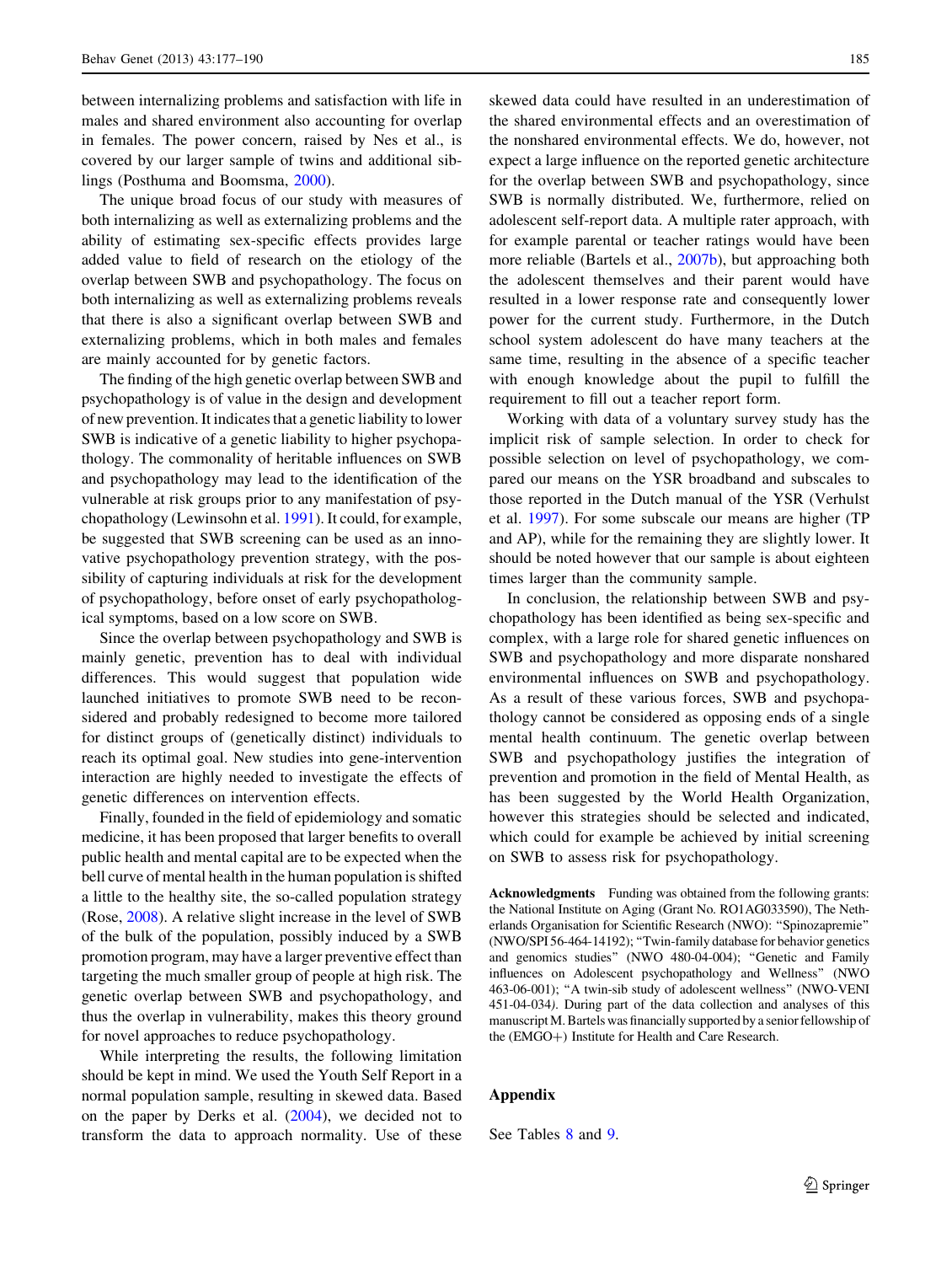between internalizing problems and satisfaction with life in males and shared environment also accounting for overlap in females. The power concern, raised by Nes et al., is covered by our larger sample of twins and additional siblings (Posthuma and Boomsma, 2000).

The unique broad focus of our study with measures of both internalizing as well as externalizing problems and the ability of estimating sex-specific effects provides large added value to field of research on the etiology of the overlap between SWB and psychopathology. The focus on both internalizing as well as externalizing problems reveals that there is also a significant overlap between SWB and externalizing problems, which in both males and females are mainly accounted for by genetic factors.

The finding of the high genetic overlap between SWB and psychopathology is of value in the design and development of new prevention. It indicates that a genetic liability to lower SWB is indicative of a genetic liability to higher psychopathology. The commonality of heritable influences on SWB and psychopathology may lead to the identification of the vulnerable at risk groups prior to any manifestation of psychopathology (Lewinsohn et al. 1991). It could, for example, be suggested that SWB screening can be used as an innovative psychopathology prevention strategy, with the possibility of capturing individuals at risk for the development of psychopathology, before onset of early psychopathological symptoms, based on a low score on SWB.

Since the overlap between psychopathology and SWB is mainly genetic, prevention has to deal with individual differences. This would suggest that population wide launched initiatives to promote SWB need to be reconsidered and probably redesigned to become more tailored for distinct groups of (genetically distinct) individuals to reach its optimal goal. New studies into gene-intervention interaction are highly needed to investigate the effects of genetic differences on intervention effects.

Finally, founded in the field of epidemiology and somatic medicine, it has been proposed that larger benefits to overall public health and mental capital are to be expected when the bell curve of mental health in the human population is shifted a little to the healthy site, the so-called population strategy (Rose, 2008). A relative slight increase in the level of SWB of the bulk of the population, possibly induced by a SWB promotion program, may have a larger preventive effect than targeting the much smaller group of people at high risk. The genetic overlap between SWB and psychopathology, and thus the overlap in vulnerability, makes this theory ground for novel approaches to reduce psychopathology.

While interpreting the results, the following limitation should be kept in mind. We used the Youth Self Report in a normal population sample, resulting in skewed data. Based on the paper by Derks et al. (2004), we decided not to transform the data to approach normality. Use of these skewed data could have resulted in an underestimation of the shared environmental effects and an overestimation of the nonshared environmental effects. We do, however, not expect a large influence on the reported genetic architecture for the overlap between SWB and psychopathology, since SWB is normally distributed. We, furthermore, relied on adolescent self-report data. A multiple rater approach, with for example parental or teacher ratings would have been more reliable (Bartels et al., 2007b), but approaching both the adolescent themselves and their parent would have resulted in a lower response rate and consequently lower power for the current study. Furthermore, in the Dutch school system adolescent do have many teachers at the same time, resulting in the absence of a specific teacher with enough knowledge about the pupil to fulfill the requirement to fill out a teacher report form.

Working with data of a voluntary survey study has the implicit risk of sample selection. In order to check for possible selection on level of psychopathology, we compared our means on the YSR broadband and subscales to those reported in the Dutch manual of the YSR (Verhulst et al. 1997). For some subscale our means are higher (TP and AP), while for the remaining they are slightly lower. It should be noted however that our sample is about eighteen times larger than the community sample.

In conclusion, the relationship between SWB and psychopathology has been identified as being sex-specific and complex, with a large role for shared genetic influences on SWB and psychopathology and more disparate nonshared environmental influences on SWB and psychopathology. As a result of these various forces, SWB and psychopathology cannot be considered as opposing ends of a single mental health continuum. The genetic overlap between SWB and psychopathology justifies the integration of prevention and promotion in the field of Mental Health, as has been suggested by the World Health Organization, however this strategies should be selected and indicated, which could for example be achieved by initial screening on SWB to assess risk for psychopathology.

**Acknowledgments** Funding was obtained from the following grants: the National Institute on Aging (Grant No. RO1AG033590), The Netherlands Organisation for Scientific Research (NWO): "Spinozapremie" (NWO/SPI 56-464-14192); "Twin-family database for behavior genetics and genomics studies" (NWO 480-04-004); "Genetic and Family influences on Adolescent psychopathology and Wellness" (NWO 463-06-001); "A twin-sib study of adolescent wellness" (NWO-VENI 451-04-034). During part of the data collection and analyses of this manuscript M. Bartels was financially supported by a senior fellowship of the (EMGO+) Institute for Health and Care Research.

## Appendix

See Tables 8 and 9.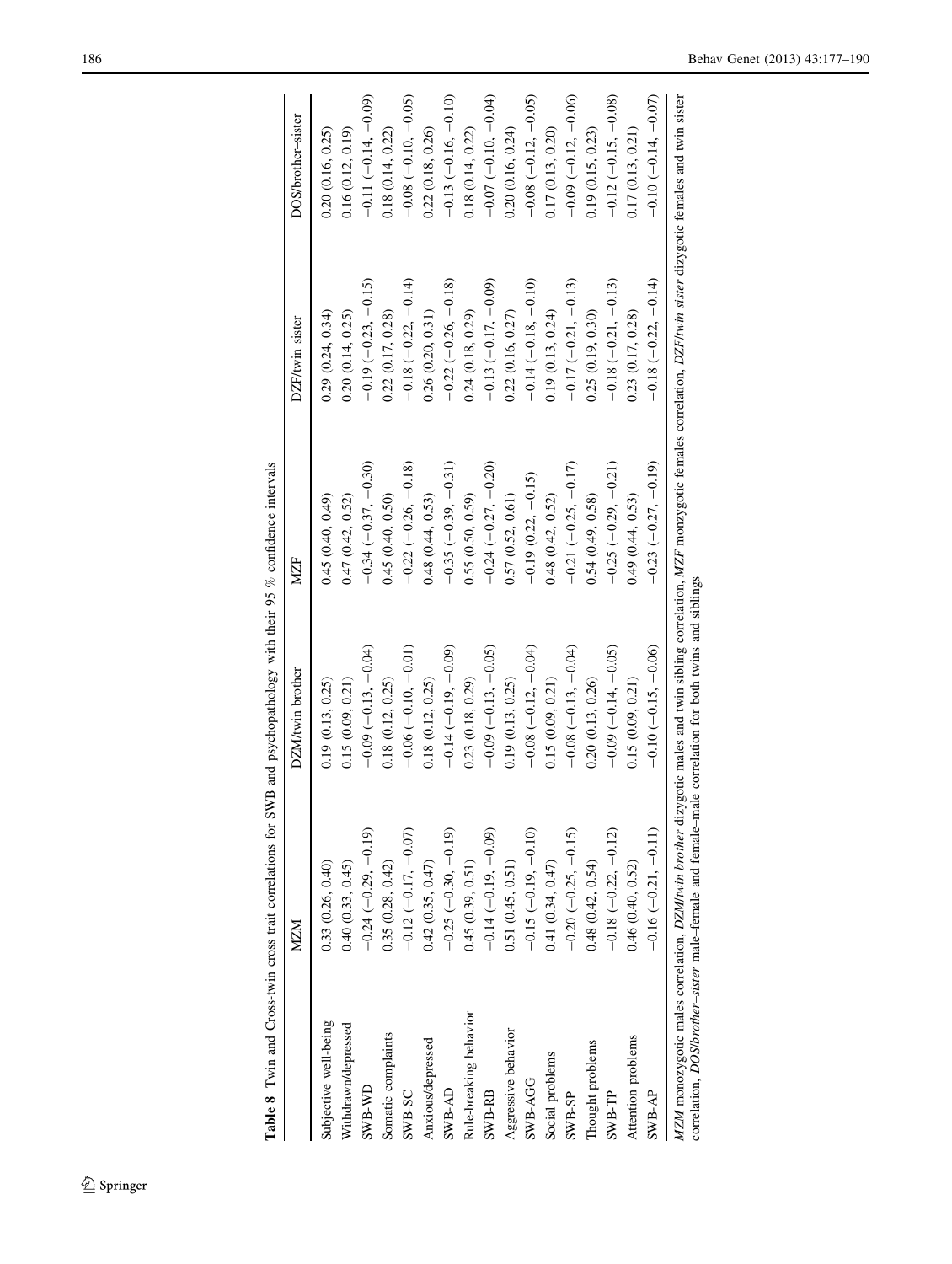**Table 8** Twin and Cross-twin cross trait correlations for SWB and psychopathology with their 95 % confidence intervals

| | MZM | DZM/twin brother | MZF | DZF/twin sister | DOS/brother–sister |
|---|---|---|---|---|---|
| Subjective well-being | 0.33 (0.26, 0.40) | 0.19 (0.13, 0.25) | 0.45 (0.40, 0.49) | 0.29 (0.24, 0.34) | 0.20 (0.16, 0.25) |
| Withdrawn/depressed | 0.40 (0.33, 0.45) | 0.15 (0.09, 0.21) | 0.47 (0.42, 0.52) | 0.20 (0.14, 0.25) | 0.16 (0.12, 0.19) |
| SWB-WD | −0.24 (−0.29, −0.19) | −0.09 (−0.13, −0.04) | −0.34 (−0.37, −0.30) | −0.19 (−0.23, −0.15) | −0.11 (−0.14, −0.09) |
| Somatic complaints | 0.35 (0.28, 0.42) | 0.18 (0.12, 0.25) | 0.45 (0.40, 0.50) | 0.22 (0.17, 0.28) | 0.18 (0.14, 0.22) |
| SWB-SC | −0.12 (−0.17, −0.07) | −0.06 (−0.10, −0.01) | −0.22 (−0.26, −0.18) | −0.18 (−0.22, −0.14) | −0.08 (−0.10, −0.05) |
| Anxious/depressed | 0.42 (0.35, 0.47) | 0.18 (0.12, 0.25) | 0.48 (0.44, 0.53) | 0.26 (0.20, 0.31) | 0.22 (0.18, 0.26) |
| SWB-AD | −0.25 (−0.30, −0.19) | −0.14 (−0.19, −0.09) | −0.35 (−0.39, −0.31) | −0.22 (−0.26, −0.18) | −0.13 (−0.16, −0.10) |
| Rule-breaking behavior | 0.45 (0.39, 0.51) | 0.23 (0.18, 0.29) | 0.55 (0.50, 0.59) | 0.24 (0.18, 0.29) | 0.18 (0.14, 0.22) |
| SWB-RB | −0.14 (−0.19, −0.09) | −0.09 (−0.13, −0.05) | −0.24 (−0.27, −0.20) | −0.13 (−0.17, −0.09) | −0.07 (−0.10, −0.04) |
| Aggressive behavior | 0.51 (0.45, 0.51) | 0.19 (0.13, 0.25) | 0.57 (0.52, 0.61) | 0.22 (0.16, 0.27) | 0.20 (0.16, 0.24) |
| SWB-AGG | −0.15 (−0.19, −0.10) | −0.08 (−0.12, −0.04) | −0.19 (0.22, −0.15) | −0.14 (−0.18, −0.10) | −0.08 (−0.12, −0.05) |
| Social problems | 0.41 (0.34, 0.47) | 0.15 (0.09, 0.21) | 0.48 (0.42, 0.52) | 0.19 (0.13, 0.24) | 0.17 (0.13, 0.20) |
| SWB-SP | −0.20 (−0.25, −0.15) | −0.08 (−0.13, −0.04) | −0.21 (−0.25, −0.17) | −0.17 (−0.21, −0.13) | −0.09 (−0.12, −0.06) |
| Thought problems | 0.48 (0.42, 0.54) | 0.20 (0.13, 0.26) | 0.54 (0.49, 0.58) | 0.25 (0.19, 0.30) | 0.19 (0.15, 0.23) |
| SWB-TP | −0.18 (−0.22, −0.12) | −0.09 (−0.14, −0.05) | −0.25 (−0.29, −0.21) | −0.18 (−0.21, −0.13) | −0.12 (−0.15, −0.08) |
| Attention problems | 0.46 (0.40, 0.52) | 0.15 (0.09, 0.21) | 0.49 (0.44, 0.53) | 0.23 (0.17, 0.28) | 0.17 (0.13, 0.21) |
| SWB-AP | −0.16 (−0.21, −0.11) | −0.10 (−0.15, −0.06) | −0.23 (−0.27, −0.19) | −0.18 (−0.22, −0.14) | −0.10 (−0.14, −0.07) |

*MZM* monozygotic males correlation, *DZM/twin brother* dizygotic males and twin sibling correlation, *MZF* monozygotic females correlation, *DZF/twin sister* dizygotic females and twin sister correlation, *DOS/brother–sister* male–female and female–male correlation for both twins and siblings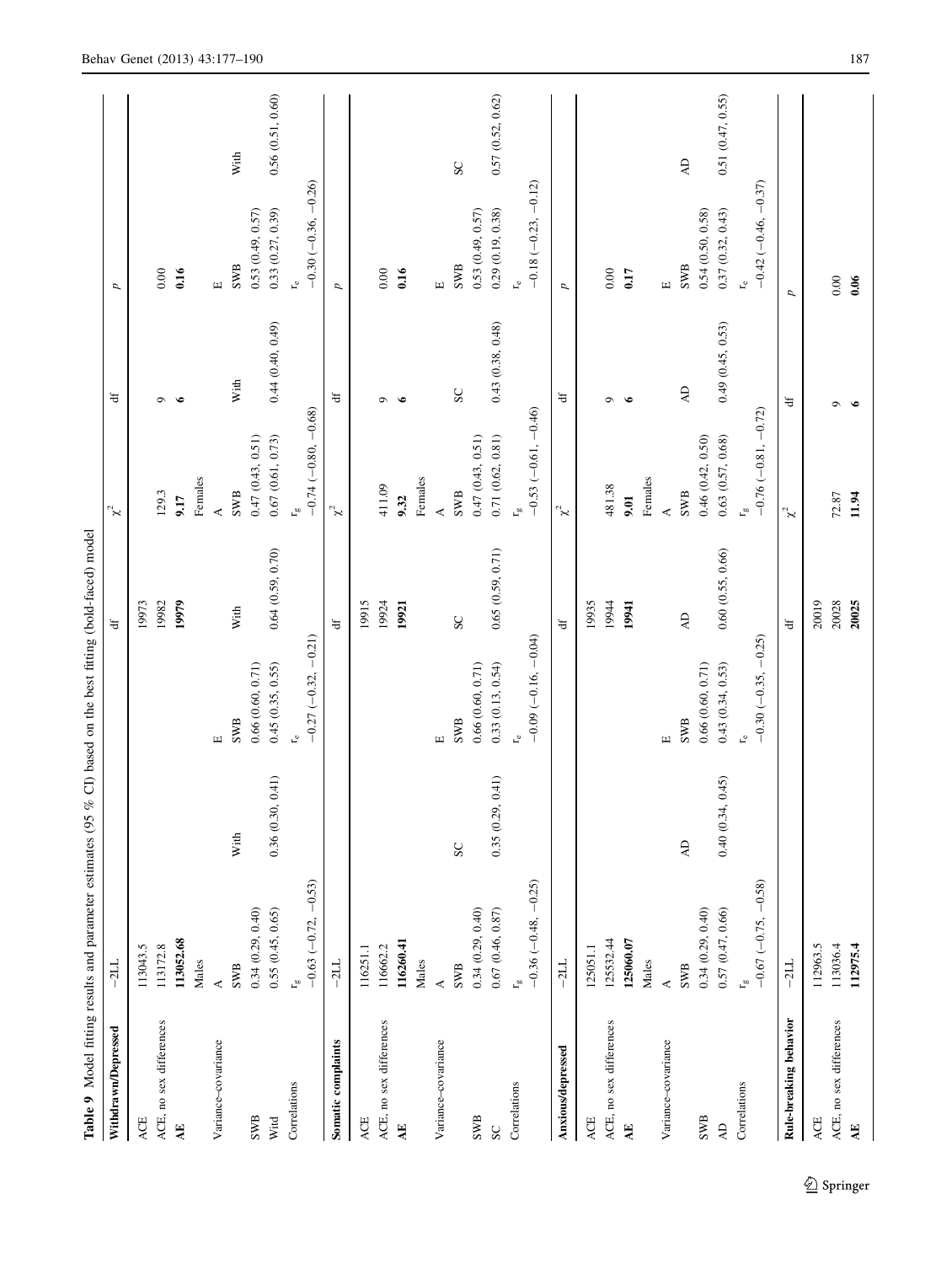**Table 9** Model fitting results and parameter estimates (95 % CI) based on the best fitting (bold-faced) model

| Withdrawn/Depressed | −2LL | | | df | $\chi^2$ | df | *p* | |
|---|---|---|---|---|---|---|---|---|
| ACE | 113043.5 | | | 19973 | | | | |
| ACE, no sex differences | 113172.8 | | | 19982 | 129.3 | 9 | 0.00 | |
| **AE** | **113052.68** | | | **19979** | **9.17** | **6** | **0.16** | |
| | Males | | | | Females | | | |
| Variance–covariance | A | | E | | A | | E | |
| | SWB | With | SWB | With | SWB | With | SWB | With |
| SWB | 0.34 (0.29, 0.40) | | 0.66 (0.60, 0.71) | | 0.47 (0.43, 0.51) | | 0.53 (0.49, 0.57) | |
| Wid | 0.55 (0.45, 0.65) | 0.36 (0.30, 0.41) | 0.45 (0.35, 0.55) | 0.64 (0.59, 0.70) | 0.67 (0.61, 0.73) | 0.44 (0.40, 0.49) | 0.33 (0.27, 0.39) | 0.56 (0.51, 0.60) |
| Correlations | $r_g$ | | $r_e$ | | $r_g$ | | $r_e$ | |
| | −0.63 (−0.72, −0.53) | | −0.27 (−0.32, −0.21) | | −0.74 (−0.80, −0.68) | | −0.30 (−0.36, −0.26) | |
| **Somatic complaints** | −2LL | | | df | $\chi^2$ | df | *p* | |
| ACE | 116251.1 | | | 19915 | | | | |
| ACE, no sex differences | 116662.2 | | | 19924 | 411.09 | 9 | 0.00 | |
| **AE** | **116260.41** | | | **19921** | **9.32** | **6** | **0.16** | |
| | Males | | | | Females | | | |
| Variance–covariance | A | | E | | A | | E | |
| | SWB | SC | SWB | SC | SWB | SC | SWB | SC |
| SWB | 0.34 (0.29, 0.40) | | 0.66 (0.60, 0.71) | | 0.47 (0.43, 0.51) | | 0.53 (0.49, 0.57) | |
| SC | 0.67 (0.46, 0.87) | 0.35 (0.29, 0.41) | 0.33 (0.13, 0.54) | 0.65 (0.59, 0.71) | 0.71 (0.62, 0.81) | 0.43 (0.38, 0.48) | 0.29 (0.19, 0.38) | 0.57 (0.52, 0.62) |
| Correlations | $r_g$ | | $r_e$ | | $r_g$ | | $r_e$ | |
| | −0.36 (−0.48, −0.25) | | −0.09 (−0.16, −0.04) | | −0.53 (−0.61, −0.46) | | −0.18 (−0.23, −0.12) | |
| **Anxious/depressed** | −2LL | | | df | $\chi^2$ | df | *p* | |
| ACE | 125051.1 | | | 19935 | | | | |
| ACE, no sex differences | 125532.44 | | | 19944 | 481.38 | 9 | 0.00 | |
| **AE** | **125060.07** | | | **19941** | **9.01** | **6** | **0.17** | |
| | Males | | | | Females | | | |
| Variance–covariance | A | | E | | A | | E | |
| | SWB | AD | SWB | AD | SWB | AD | SWB | AD |
| SWB | 0.34 (0.29, 0.40) | | 0.66 (0.60, 0.71) | | 0.46 (0.42, 0.50) | | 0.54 (0.50, 0.58) | |
| AD | 0.57 (0.47, 0.66) | 0.40 (0.34, 0.45) | 0.43 (0.34, 0.53) | 0.60 (0.55, 0.66) | 0.63 (0.57, 0.68) | 0.49 (0.45, 0.53) | 0.37 (0.32, 0.43) | 0.51 (0.47, 0.55) |
| Correlations | $r_g$ | | $r_e$ | | $r_g$ | | $r_e$ | |
| | −0.67 (−0.75, −0.58) | | −0.30 (−0.35, −0.25) | | −0.76 (−0.81, −0.72) | | −0.42 (−0.46, −0.37) | |
| **Rule-breaking behavior** | −2LL | | | df | $\chi^2$ | df | *p* | |
| ACE | 112963.5 | | | 20019 | | | | |
| ACE, no sex differences | 113036.4 | | | 20028 | 72.87 | 9 | 0.00 | |
| **AE** | **112975.4** | | | **20025** | **11.94** | **6** | **0.06** | |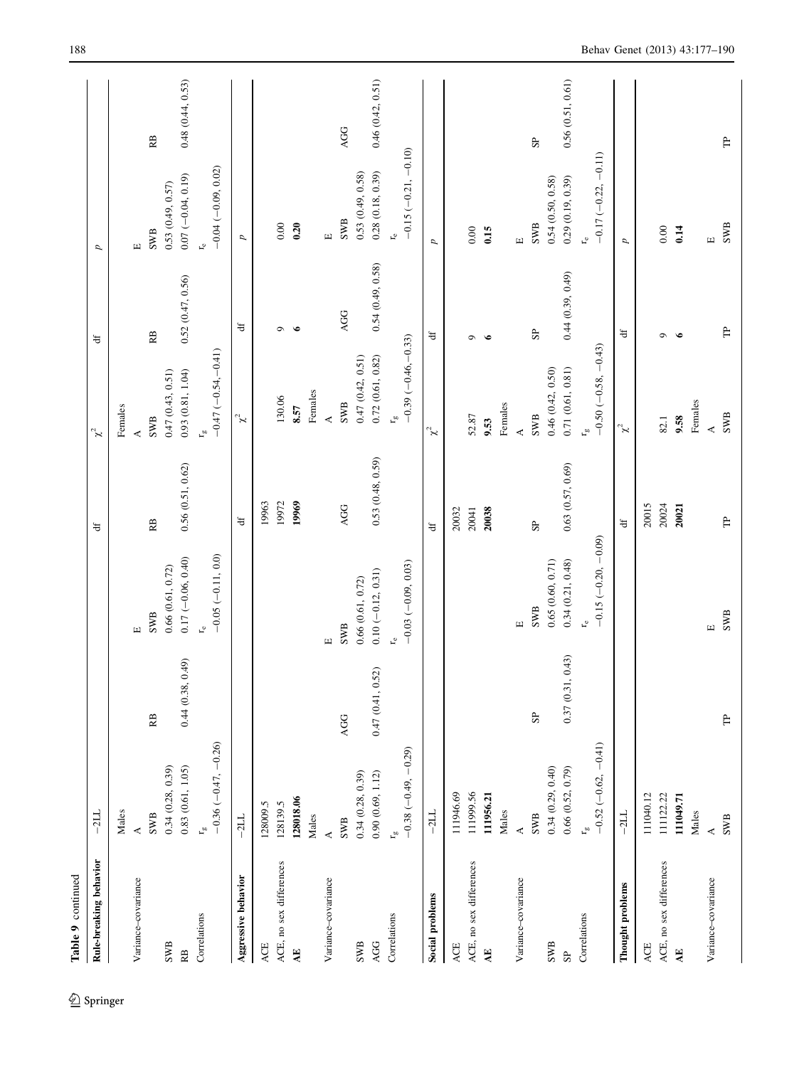**Table 9** continued

| Rule-breaking behavior | −2LL | | | df | $\chi^2$ | df | *p* | |
|---|---|---|---|---|---|---|---|---|
| | Males | | | | Females | | | |
| Variance–covariance | A | | E | | A | | E | |
| | SWB | RB | SWB | RB | SWB | RB | SWB | RB |
| SWB | 0.34 (0.28, 0.39) | | 0.66 (0.61, 0.72) | | 0.47 (0.43, 0.51) | | 0.53 (0.49, 0.57) | |
| RB | 0.83 (0.61, 1.05) | 0.44 (0.38, 0.49) | 0.17 (−0.06, 0.40) | 0.56 (0.51, 0.62) | 0.93 (0.81, 1.04) | 0.52 (0.47, 0.56) | 0.07 (−0.04, 0.19) | 0.48 (0.44, 0.53) |
| Correlations | $r_g$ | | $r_e$ | | $r_g$ | | $r_e$ | |
| | −0.36 (−0.47, −0.26) | | −0.05 (−0.11, 0.0) | | −0.47 (−0.54, −0.41) | | −0.04 (−0.09, 0.02) | |
| **Aggressive behavior** | −2LL | | | df | $\chi^2$ | df | *p* | |
| ACE | 128009.5 | | | 19963 | | | | |
| ACE, no sex differences | 128139.5 | | | 19972 | 130.06 | 9 | 0.00 | |
| **AE** | **128018.06** | | | **19969** | **8.57** | **6** | **0.20** | |
| | Males | | | | Females | | | |
| Variance–covariance | A | | E | | A | | E | |
| | SWB | AGG | SWB | AGG | SWB | AGG | SWB | AGG |
| SWB | 0.34 (0.28, 0.39) | | 0.66 (0.61, 0.72) | | 0.47 (0.42, 0.51) | | 0.53 (0.49, 0.58) | |
| AGG | 0.90 (0.69, 1.12) | 0.47 (0.41, 0.52) | 0.10 (−0.12, 0.31) | 0.53 (0.48, 0.59) | 0.72 (0.61, 0.82) | 0.54 (0.49, 0.58) | 0.28 (0.18, 0.39) | 0.46 (0.42, 0.51) |
| Correlations | $r_g$ | | $r_e$ | | $r_g$ | | $r_e$ | |
| | −0.38 (−0.49, −0.29) | | −0.03 (−0.09, 0.03) | | −0.39 (−0.46, −0.33) | | −0.15 (−0.21, −0.10) | |
| **Social problems** | −2LL | | | df | $\chi^2$ | df | *p* | |
| ACE | 111946.69 | | | 20032 | | | | |
| ACE, no sex differences | 111999.56 | | | 20041 | 52.87 | 9 | 0.00 | |
| **AE** | **111956.21** | | | **20038** | **9.53** | **6** | **0.15** | |
| | Males | | | | Females | | | |
| Variance–covariance | A | | E | | A | | E | |
| | SWB | SP | SWB | SP | SWB | SP | SWB | SP |
| SWB | 0.34 (0.29, 0.40) | | 0.65 (0.60, 0.71) | | 0.46 (0.42, 0.50) | | 0.54 (0.50, 0.58) | |
| SP | 0.66 (0.52, 0.79) | 0.37 (0.31, 0.43) | 0.34 (0.21, 0.48) | 0.63 (0.57, 0.69) | 0.71 (0.61, 0.81) | 0.44 (0.39, 0.49) | 0.29 (0.19, 0.39) | 0.56 (0.51, 0.61) |
| Correlations | $r_g$ | | $r_e$ | | $r_g$ | | $r_e$ | |
| | −0.52 (−0.62, −0.41) | | −0.15 (−0.20, −0.09) | | −0.50 (−0.58, −0.43) | | −0.17 (−0.22, −0.11) | |
| **Thought problems** | −2LL | | | df | $\chi^2$ | df | *p* | |
| ACE | 111040.12 | | | 20015 | | | | |
| ACE, no sex differences | 111122.22 | | | 20024 | 82.1 | 9 | 0.00 | |
| **AE** | **111049.71** | | | **20021** | **9.58** | **6** | **0.14** | |
| | Males | | | | Females | | | |
| Variance–covariance | A | | E | | A | | E | |
| | SWB | TP | SWB | TP | SWB | TP | SWB | TP |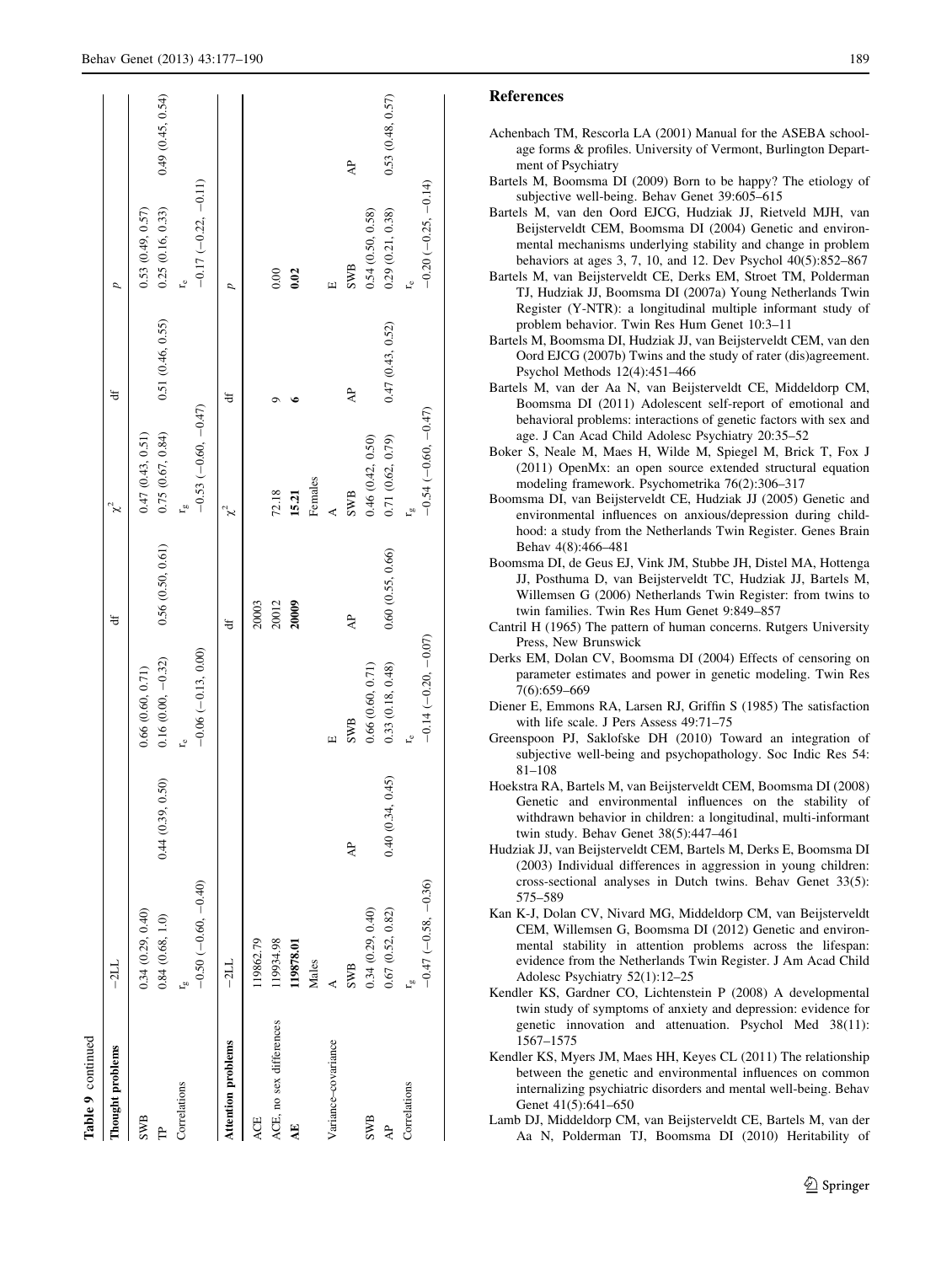**Table 9** continued

| Thought problems | −2LL | | | df | $\chi^2$ | df | p | |
|---|---|---|---|---|---|---|---|---|
| SWB | 0.34 (0.29, 0.40) | | 0.66 (0.60, 0.71) | | 0.47 (0.43, 0.51) | | 0.53 (0.49, 0.57) | |
| TP | 0.84 (0.68, 1.0) | 0.44 (0.39, 0.50) | 0.16 (0.00, −0.32) | 0.56 (0.50, 0.61) | 0.75 (0.67, 0.84) | 0.51 (0.46, 0.55) | 0.25 (0.16, 0.33) | 0.49 (0.45, 0.54) |
| Correlations | $r_g$ | | $r_e$ | | $r_g$ | | $r_e$ | |
| | −0.50 (−0.60, −0.40) | | −0.06 (−0.13, 0.00) | | −0.53 (−0.60, −0.47) | | −0.17 (−0.22, −0.11) | |
| **Attention problems** | **−2LL** | | | **df** | **$\chi^2$** | **df** | **p** | |
| ACE | 119862.79 | | | 20003 | | | | |
| ACE, no sex differences | 119934.98 | | | 20012 | 72.18 | 9 | 0.00 | |
| **AE** | **119878.01** | | | **20009** | **15.21** | **6** | **0.02** | |
| | Males | | | | Females | | | |
| Variance–covariance | A | | E | | A | | E | |
| | SWB | AP | SWB | AP | SWB | AP | SWB | AP |
| SWB | 0.34 (0.29, 0.40) | | 0.66 (0.60, 0.71) | | 0.46 (0.42, 0.50) | | 0.54 (0.50, 0.58) | |
| AP | 0.67 (0.52, 0.82) | 0.40 (0.34, 0.45) | 0.33 (0.18, 0.48) | 0.60 (0.55, 0.66) | 0.71 (0.62, 0.79) | 0.47 (0.43, 0.52) | 0.29 (0.21, 0.38) | 0.53 (0.48, 0.57) |
| Correlations | $r_g$ | | $r_e$ | | $r_g$ | | $r_e$ | |
| | −0.47 (−0.58, −0.36) | | −0.14 (−0.20, −0.07) | | −0.54 (−0.60, −0.47) | | −0.20 (−0.25, −0.14) | |

## References

Achenbach TM, Rescorla LA (2001) Manual for the ASEBA school-age forms & profiles. University of Vermont, Burlington Department of Psychiatry

Bartels M, Boomsma DI (2009) Born to be happy? The etiology of subjective well-being. Behav Genet 39:605–615

Bartels M, van den Oord EJCG, Hudziak JJ, Rietveld MJH, van Beijsterveldt CEM, Boomsma DI (2004) Genetic and environmental mechanisms underlying stability and change in problem behaviors at ages 3, 7, 10, and 12. Dev Psychol 40(5):852–867

Bartels M, van Beijsterveldt CE, Derks EM, Stroet TM, Polderman TJ, Hudziak JJ, Boomsma DI (2007a) Young Netherlands Twin Register (Y-NTR): a longitudinal multiple informant study of problem behavior. Twin Res Hum Genet 10:3–11

Bartels M, Boomsma DI, Hudziak JJ, van Beijsterveldt CEM, van den Oord EJCG (2007b) Twins and the study of rater (dis)agreement. Psychol Methods 12(4):451–466

Bartels M, van der Aa N, van Beijsterveldt CE, Middeldorp CM, Boomsma DI (2011) Adolescent self-report of emotional and behavioral problems: interactions of genetic factors with sex and age. J Can Acad Child Adolesc Psychiatry 20:35–52

Boker S, Neale M, Maes H, Wilde M, Spiegel M, Brick T, Fox J (2011) OpenMx: an open source extended structural equation modeling framework. Psychometrika 76(2):306–317

Boomsma DI, van Beijsterveldt CE, Hudziak JJ (2005) Genetic and environmental influences on anxious/depression during childhood: a study from the Netherlands Twin Register. Genes Brain Behav 4(8):466–481

Boomsma DI, de Geus EJ, Vink JM, Stubbe JH, Distel MA, Hottenga JJ, Posthuma D, van Beijsterveldt TC, Hudziak JJ, Bartels M, Willemsen G (2006) Netherlands Twin Register: from twins to twin families. Twin Res Hum Genet 9:849–857

Cantril H (1965) The pattern of human concerns. Rutgers University Press, New Brunswick

Derks EM, Dolan CV, Boomsma DI (2004) Effects of censoring on parameter estimates and power in genetic modeling. Twin Res 7(6):659–669

Diener E, Emmons RA, Larsen RJ, Griffin S (1985) The satisfaction with life scale. J Pers Assess 49:71–75

Greenspoon PJ, Saklofske DH (2010) Toward an integration of subjective well-being and psychopathology. Soc Indic Res 54: 81–108

Hoekstra RA, Bartels M, van Beijsterveldt CEM, Boomsma DI (2008) Genetic and environmental influences on the stability of withdrawn behavior in children: a longitudinal, multi-informant twin study. Behav Genet 38(5):447–461

Hudziak JJ, van Beijsterveldt CEM, Bartels M, Derks E, Boomsma DI (2003) Individual differences in aggression in young children: cross-sectional analyses in Dutch twins. Behav Genet 33(5): 575–589

Kan K-J, Dolan CV, Nivard MG, Middeldorp CM, van Beijsterveldt CEM, Willemsen G, Boomsma DI (2012) Genetic and environmental stability in attention problems across the lifespan: evidence from the Netherlands Twin Register. J Am Acad Child Adolesc Psychiatry 52(1):12–25

Kendler KS, Gardner CO, Lichtenstein P (2008) A developmental twin study of symptoms of anxiety and depression: evidence for genetic innovation and attenuation. Psychol Med 38(11): 1567–1575

Kendler KS, Myers JM, Maes HH, Keyes CL (2011) The relationship between the genetic and environmental influences on common internalizing psychiatric disorders and mental well-being. Behav Genet 41(5):641–650

Lamb DJ, Middeldorp CM, van Beijsterveldt CE, Bartels M, van der Aa N, Polderman TJ, Boomsma DI (2010) Heritability of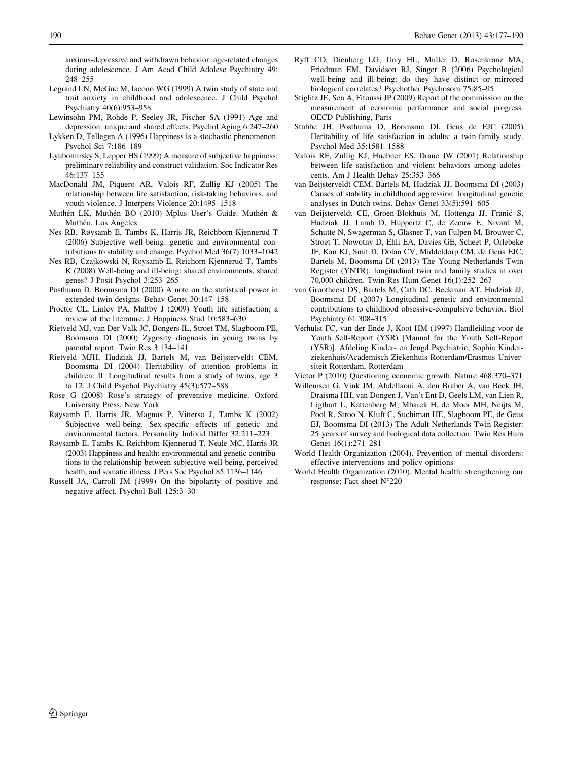anxious-depressive and withdrawn behavior: age-related changes during adolescence. J Am Acad Child Adolesc Psychiatry 49: 248–255

Legrand LN, McGue M, Iacono WG (1999) A twin study of state and trait anxiety in childhood and adolescence. J Child Psychol Psychiatry 40(6):953–958

Lewinsohn PM, Rohde P, Seeley JR, Fischer SA (1991) Age and depression: unique and shared effects. Psychol Aging 6:247–260

Lykken D, Tellegen A (1996) Happiness is a stochastic phenomenon. Psychol Sci 7:186–189

Lyubomirsky S, Lepper HS (1999) A measure of subjective happiness: preliminary reliability and construct validation. Soc Indicator Res 46:137–155

MacDonald JM, Piquero AR, Valois RF, Zullig KJ (2005) The relationship between life satisfaction, risk-taking behaviors, and youth violence. J Interpers Violence 20:1495–1518

Muthén LK, Muthén BO (2010) Mplus User's Guide. Muthén & Muthén, Los Angeles

Nes RB, Røysamb E, Tambs K, Harris JR, Reichborn-Kjennerud T (2006) Subjective well-being: genetic and environmental contributions to stability and change. Psychol Med 36(7):1033–1042

Nes RB, Czajkowski N, Roysamb E, Reichorn-Kjennerud T, Tambs K (2008) Well-being and ill-being: shared environments, shared genes? J Posit Psychol 3:253–265

Posthuma D, Boomsma DI (2000) A note on the statistical power in extended twin designs. Behav Genet 30:147–158

Proctor CL, Linley PA, Maltby J (2009) Youth life satisfaction; a review of the literature. J Happiness Stud 10:583–630

Rietveld MJ, van Der Valk JC, Bongers IL, Stroet TM, Slagboom PE, Boomsma DI (2000) Zygosity diagnosis in young twins by parental report. Twin Res 3:134–141

Rietveld MJH, Hudziak JJ, Bartels M, van Beijsterveldt CEM, Boomsma DI (2004) Heritability of attention problems in children: II. Longitudinal results from a study of twins, age 3 to 12. J Child Psychol Psychiatry 45(3):577–588

Rose G (2008) Rose's strategy of preventive medicine. Oxford University Press, New York

Røysamb E, Harris JR, Magnus P, Vitterso J, Tambs K (2002) Subjective well-being. Sex-specific effects of genetic and environmental factors. Personality Individ Differ 32:211–223

Røysamb E, Tambs K, Reichborn-Kjennerud T, Neale MC, Harris JR (2003) Happiness and health: environmental and genetic contributions to the relationship between subjective well-being, perceived health, and somatic illness. J Pers Soc Psychol 85:1136–1146

Russell JA, Carroll JM (1999) On the bipolarity of positive and negative affect. Psychol Bull 125:3–30

Ryff CD, Dienberg LG, Urry HL, Muller D, Rosenkranz MA, Friedman EM, Davidson RJ, Singer B (2006) Psychological well-being and ill-being: do they have distinct or mirrored biological correlates? Psychother Psychosom 75:85–95

Stiglitz JE, Sen A, Fitoussi JP (2009) Report of the commission on the measurement of economic performance and social progress. OECD Publishing, Paris

Stubbe JH, Posthuma D, Boomsma DI, Geus de EJC (2005) Heritability of life satisfaction in adults: a twin-family study. Psychol Med 35:1581–1588

Valois RF, Zullig KJ, Huebner ES, Drane JW (2001) Relationship between life satisfaction and violent behaviors among adolescents. Am J Health Behav 25:353–366

van Beijsterveldt CEM, Bartels M, Hudziak JJ, Boomsma DI (2003) Causes of stability in childhood aggression: longitudinal genetic analyses in Dutch twins. Behav Genet 33(5):591–605

van Beijsterveldt CE, Groen-Blokhuis M, Hottenga JJ, Franić S, Hudziak JJ, Lamb D, Huppertz C, de Zeeuw E, Nivard M, Schutte N, Swagerman S, Glasner T, van Fulpen M, Brouwer C, Stroet T, Nowotny D, Ehli EA, Davies GE, Scheet P, Orlebeke JF, Kan KJ, Smit D, Dolan CV, Middeldorp CM, de Geus EJC, Bartels M, Boomsma DI (2013) The Young Netherlands Twin Register (YNTR): longitudinal twin and family studies in over 70,000 children. Twin Res Hum Genet 16(1):252–267

van Grootheest DS, Bartels M, Cath DC, Beekman AT, Hudziak JJ, Boomsma DI (2007) Longitudinal genetic and environmental contributions to childhood obsessive-compulsive behavior. Biol Psychiatry 61:308–315

Verhulst FC, van der Ende J, Koot HM (1997) Handleiding voor de Youth Self-Report (YSR) [Manual for the Youth Self-Report (YSR)]. Afdeling Kinder- en Jeugd Psychiatrie, Sophia Kinderziekenhuis/Academisch Ziekenhuis Rotterdam/Erasmus Universiteit Rotterdam, Rotterdam

Victor P (2010) Questioning economic growth. Nature 468:370–371

Willemsen G, Vink JM, Abdellaoui A, den Braber A, van Beek JH, Draisma HH, van Dongen J, Van't Ent D, Geels LM, van Lien R, Ligthart L, Kattenberg M, Mbarek H, de Moor MH, Neijts M, Pool R, Stroo N, Kluft C, Suchiman HE, Slagboom PE, de Geus EJ, Boomsma DI (2013) The Adult Netherlands Twin Register: 25 years of survey and biological data collection. Twin Res Hum Genet 16(1):271–281

World Health Organization (2004). Prevention of mental disorders: effective interventions and policy opinions

World Health Organization (2010). Mental health: strengthening our response; Fact sheet N°220